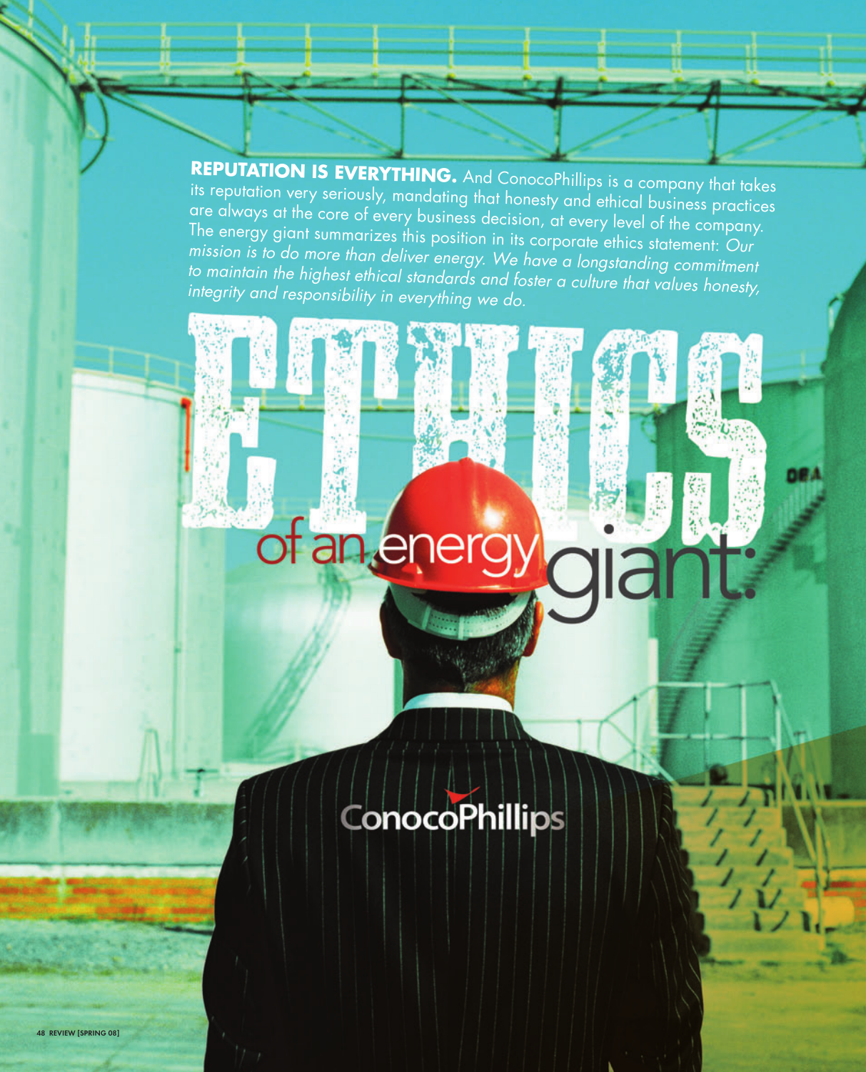# ETHICS of an energy giant:

**REPUTATION IS EVERYTHING.** And ConocoPhillips is a company that takes its reputation very seriously, mandating that honesty and ethical business practices are always at the core of every business decision, at every level of the company. The energy giant summarizes this position in its corporate ethics statement: *Our mission is to do more than deliver energy. We have a longstanding commitment to maintain the highest ethical standards and foster a culture that values honesty, integrity and responsibility in everything we do.*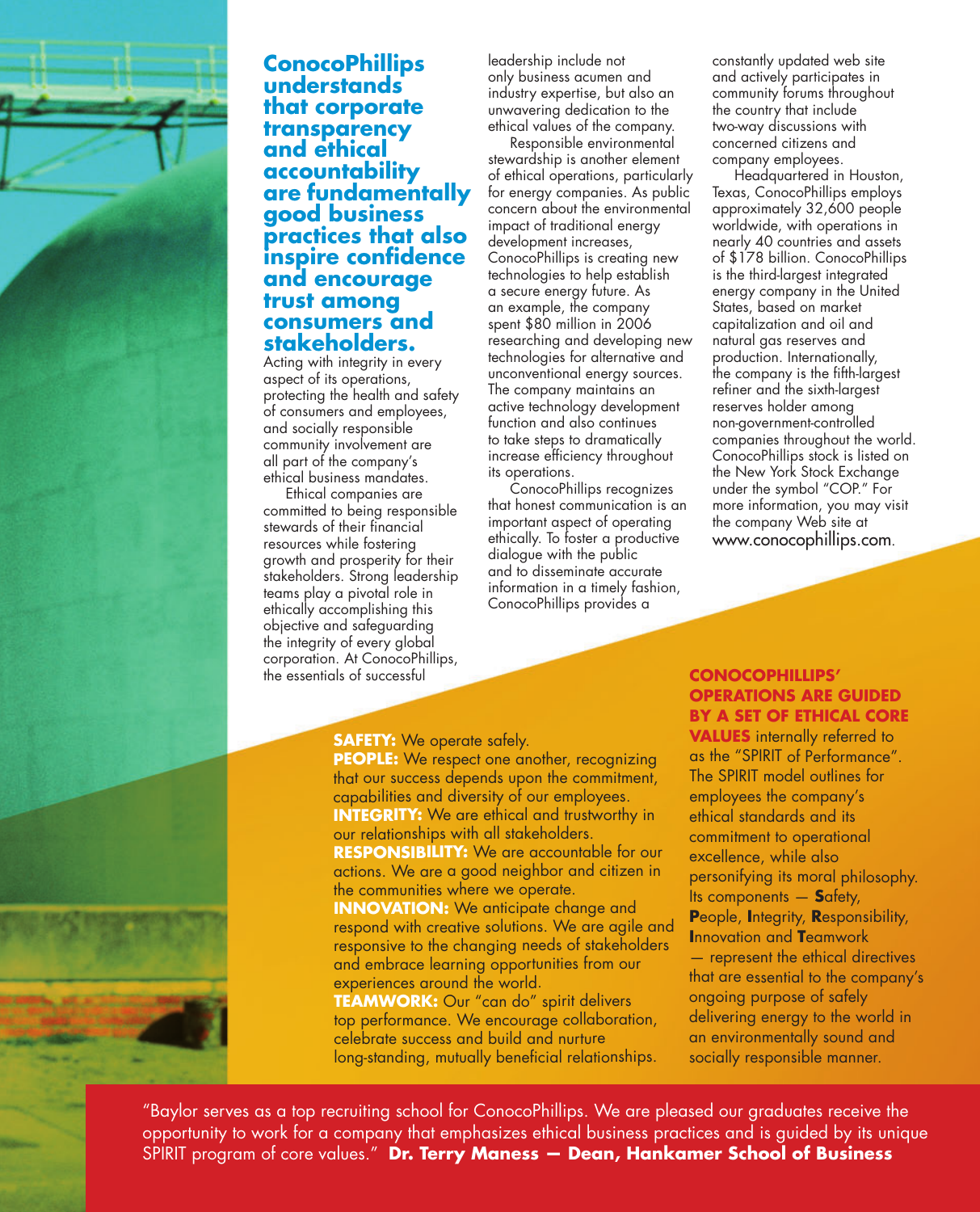## ConocoPhillips understands that corporate transparency and ethical accountability are fundamentally good business practices that also inspire confidence and encourage trust among consumers and stakeholders.

Acting with integrity in every aspect of its operations, protecting the health and safety of consumers and employees, and socially responsible community involvement are all part of the company's ethical business mandates.

Ethical companies are committed to being responsible stewards of their financial resources while fostering growth and prosperity for their stakeholders. Strong leadership teams play a pivotal role in ethically accomplishing this objective and safeguarding the integrity of every global corporation. At ConocoPhillips, the essentials of successful leadership include not only business acumen and industry expertise, but also an unwavering dedication to the ethical values of the company.

Responsible environmental stewardship is another element of ethical operations, particularly for energy companies. As public concern about the environmental impact of traditional energy development increases, ConocoPhillips is creating new technologies to help establish a secure energy future. As an example, the company spent $80 million in 2006 researching and developing new technologies for alternative and unconventional energy sources. The company maintains an active technology development function and also continues to take steps to dramatically increase efficiency throughout its operations.

ConocoPhillips recognizes that honest communication is an important aspect of operating ethically. To foster a productive dialogue with the public and to disseminate accurate information in a timely fashion, ConocoPhillips provides a constantly updated web site and actively participates in community forums throughout the country that include two-way discussions with concerned citizens and company employees.

Headquartered in Houston, Texas, ConocoPhillips employs approximately 32,600 people worldwide, with operations in nearly 40 countries and assets of $178 billion. ConocoPhillips is the third-largest integrated energy company in the United States, based on market capitalization and oil and natural gas reserves and production. Internationally, the company is the fifth-largest refiner and the sixth-largest reserves holder among non-government-controlled companies throughout the world. ConocoPhillips stock is listed on the New York Stock Exchange under the symbol "COP." For more information, you may visit the company Web site at www.conocophillips.com.

**CONOCOPHILLIPS' OPERATIONS ARE GUIDED BY A SET OF ETHICAL CORE VALUES** internally referred to as the "SPIRIT of Performance". The SPIRIT model outlines for employees the company's ethical standards and its commitment to operational excellence, while also personifying its moral philosophy. Its components — **S**afety, **P**eople, **I**ntegrity, **R**esponsibility, **I**nnovation and **T**eamwork — represent the ethical directives that are essential to the company's ongoing purpose of safely delivering energy to the world in an environmentally sound and socially responsible manner.

**SAFETY:** We operate safely.
**PEOPLE:** We respect one another, recognizing that our success depends upon the commitment, capabilities and diversity of our employees.
**INTEGRITY:** We are ethical and trustworthy in our relationships with all stakeholders.
**RESPONSIBILITY:** We are accountable for our actions. We are a good neighbor and citizen in the communities where we operate.
**INNOVATION:** We anticipate change and respond with creative solutions. We are agile and responsive to the changing needs of stakeholders and embrace learning opportunities from our experiences around the world.
**TEAMWORK:** Our "can do" spirit delivers top performance. We encourage collaboration, celebrate success and build and nurture long-standing, mutually beneficial relationships.

"Baylor serves as a top recruiting school for ConocoPhillips. We are pleased our graduates receive the opportunity to work for a company that emphasizes ethical business practices and is guided by its unique SPIRIT program of core values." **Dr. Terry Maness — Dean, Hankamer School of Business**